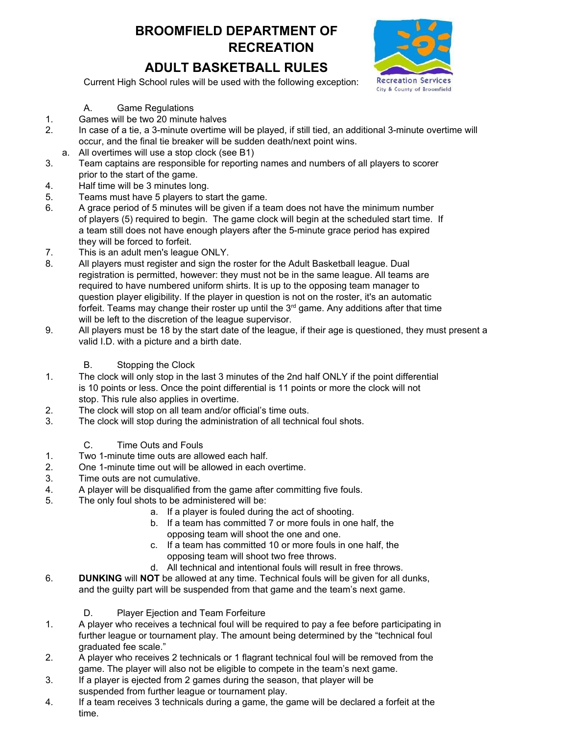# BROOMFIELD DEPARTMENT OF RECREATION

# ADULT BASKETBALL RULES

Current High School rules will be used with the following exception:

## A. Game Regulations

1. Games will be two 20 minute halves
2. In case of a tie, a 3-minute overtime will be played, if still tied, an additional 3-minute overtime will occur, and the final tie breaker will be sudden death/next point wins.
   a. All overtimes will use a stop clock (see B1)
3. Team captains are responsible for reporting names and numbers of all players to scorer prior to the start of the game.
4. Half time will be 3 minutes long.
5. Teams must have 5 players to start the game.
6. A grace period of 5 minutes will be given if a team does not have the minimum number of players (5) required to begin. The game clock will begin at the scheduled start time. If a team still does not have enough players after the 5-minute grace period has expired they will be forced to forfeit.
7. This is an adult men's league ONLY.
8. All players must register and sign the roster for the Adult Basketball league. Dual registration is permitted, however: they must not be in the same league. All teams are required to have numbered uniform shirts. It is up to the opposing team manager to question player eligibility. If the player in question is not on the roster, it's an automatic forfeit. Teams may change their roster up until the 3rd game. Any additions after that time will be left to the discretion of the league supervisor.
9. All players must be 18 by the start date of the league, if their age is questioned, they must present a valid I.D. with a picture and a birth date.

## B. Stopping the Clock

1. The clock will only stop in the last 3 minutes of the 2nd half ONLY if the point differential is 10 points or less. Once the point differential is 11 points or more the clock will not stop. This rule also applies in overtime.
2. The clock will stop on all team and/or official's time outs.
3. The clock will stop during the administration of all technical foul shots.

## C. Time Outs and Fouls

1. Two 1-minute time outs are allowed each half.
2. One 1-minute time out will be allowed in each overtime.
3. Time outs are not cumulative.
4. A player will be disqualified from the game after committing five fouls.
5. The only foul shots to be administered will be:
   a. If a player is fouled during the act of shooting.
   b. If a team has committed 7 or more fouls in one half, the opposing team will shoot the one and one.
   c. If a team has committed 10 or more fouls in one half, the opposing team will shoot two free throws.
   d. All technical and intentional fouls will result in free throws.
6. **DUNKING** will **NOT** be allowed at any time. Technical fouls will be given for all dunks, and the guilty part will be suspended from that game and the team's next game.

## D. Player Ejection and Team Forfeiture

1. A player who receives a technical foul will be required to pay a fee before participating in further league or tournament play. The amount being determined by the "technical foul graduated fee scale."
2. A player who receives 2 technicals or 1 flagrant technical foul will be removed from the game. The player will also not be eligible to compete in the team's next game.
3. If a player is ejected from 2 games during the season, that player will be suspended from further league or tournament play.
4. If a team receives 3 technicals during a game, the game will be declared a forfeit at the time.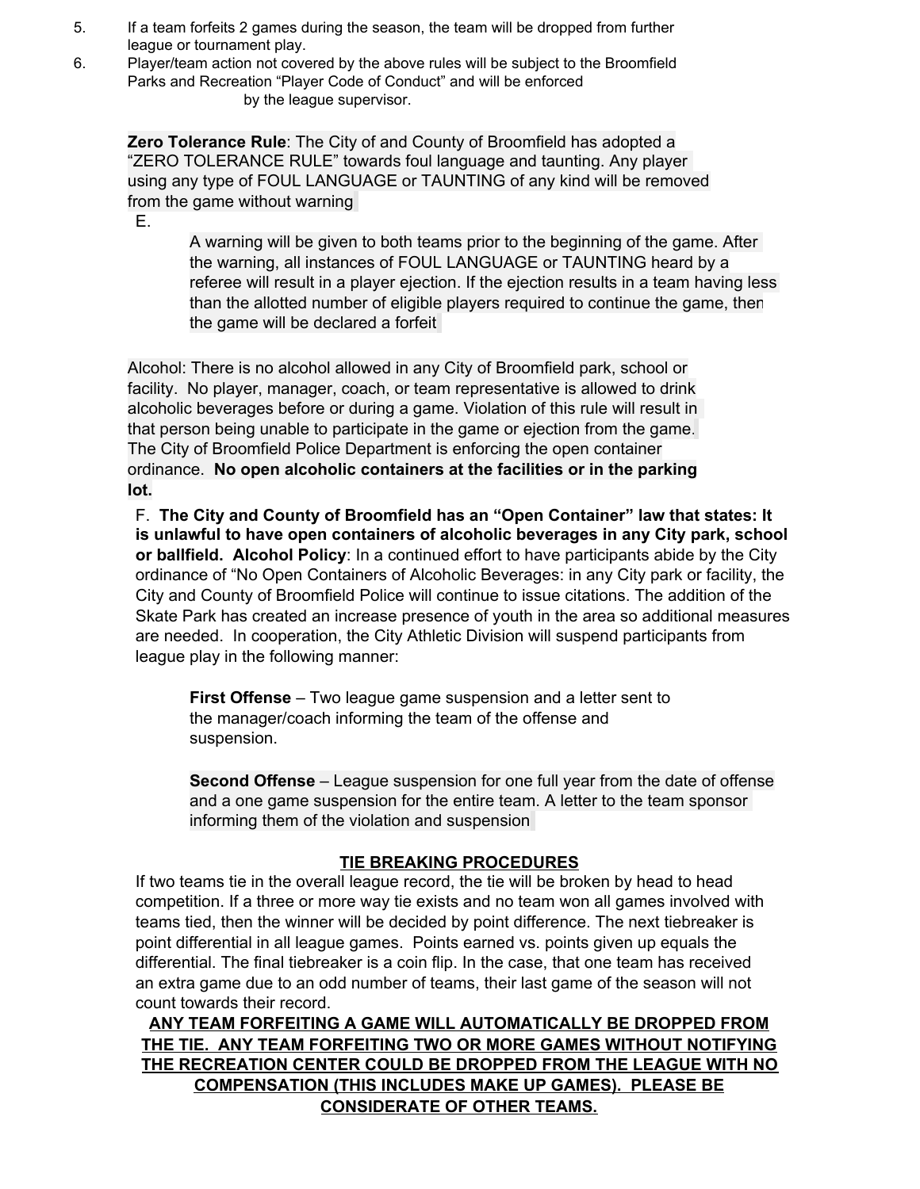5. If a team forfeits 2 games during the season, the team will be dropped from further league or tournament play.
6. Player/team action not covered by the above rules will be subject to the Broomfield Parks and Recreation "Player Code of Conduct" and will be enforced by the league supervisor.

**Zero Tolerance Rule**: The City of and County of Broomfield has adopted a "ZERO TOLERANCE RULE" towards foul language and taunting. Any player using any type of FOUL LANGUAGE or TAUNTING of any kind will be removed from the game without warning

E.

A warning will be given to both teams prior to the beginning of the game. After the warning, all instances of FOUL LANGUAGE or TAUNTING heard by a referee will result in a player ejection. If the ejection results in a team having less than the allotted number of eligible players required to continue the game, then the game will be declared a forfeit

Alcohol: There is no alcohol allowed in any City of Broomfield park, school or facility. No player, manager, coach, or team representative is allowed to drink alcoholic beverages before or during a game. Violation of this rule will result in that person being unable to participate in the game or ejection from the game. The City of Broomfield Police Department is enforcing the open container ordinance. **No open alcoholic containers at the facilities or in the parking lot.**

F. **The City and County of Broomfield has an "Open Container" law that states: It is unlawful to have open containers of alcoholic beverages in any City park, school or ballfield. Alcohol Policy**: In a continued effort to have participants abide by the City ordinance of "No Open Containers of Alcoholic Beverages: in any City park or facility, the City and County of Broomfield Police will continue to issue citations. The addition of the Skate Park has created an increase presence of youth in the area so additional measures are needed. In cooperation, the City Athletic Division will suspend participants from league play in the following manner:

**First Offense** – Two league game suspension and a letter sent to the manager/coach informing the team of the offense and suspension.

**Second Offense** – League suspension for one full year from the date of offense and a one game suspension for the entire team. A letter to the team sponsor informing them of the violation and suspension

## TIE BREAKING PROCEDURES

If two teams tie in the overall league record, the tie will be broken by head to head competition. If a three or more way tie exists and no team won all games involved with teams tied, then the winner will be decided by point difference. The next tiebreaker is point differential in all league games. Points earned vs. points given up equals the differential. The final tiebreaker is a coin flip. In the case, that one team has received an extra game due to an odd number of teams, their last game of the season will not count towards their record.

**ANY TEAM FORFEITING A GAME WILL AUTOMATICALLY BE DROPPED FROM THE TIE. ANY TEAM FORFEITING TWO OR MORE GAMES WITHOUT NOTIFYING THE RECREATION CENTER COULD BE DROPPED FROM THE LEAGUE WITH NO COMPENSATION (THIS INCLUDES MAKE UP GAMES). PLEASE BE CONSIDERATE OF OTHER TEAMS.**